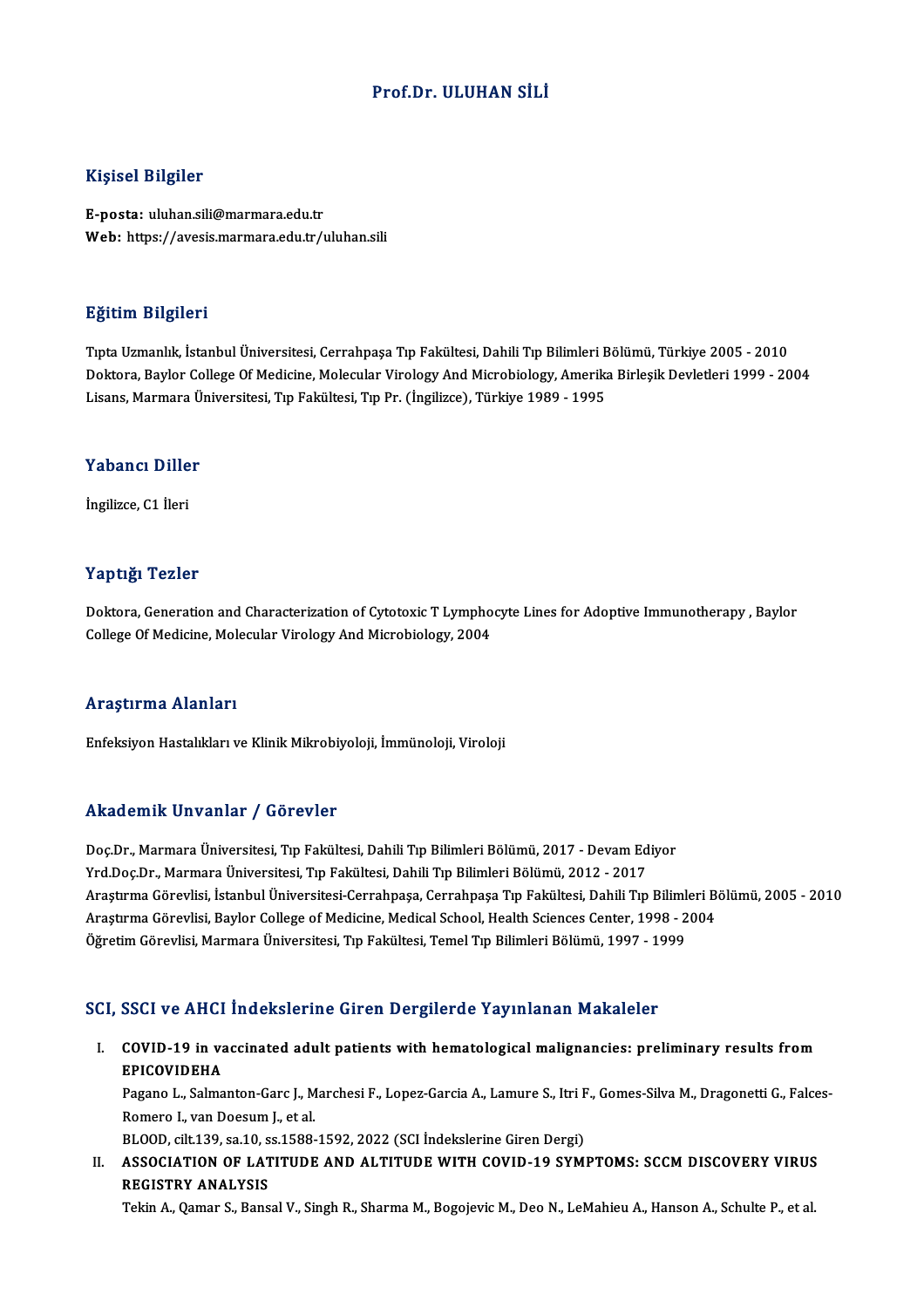# Prof.Dr. ULUHAN SİLİ

## Kişisel Bilgiler

**E-posta:** uluhan.sili@marmara.edu.tr
**Web:** https://avesis.marmara.edu.tr/uluhan.sili

## Eğitim Bilgileri

Tıpta Uzmanlık, İstanbul Üniversitesi, Cerrahpaşa Tıp Fakültesi, Dahili Tıp Bilimleri Bölümü, Türkiye 2005 - 2010
Doktora, Baylor College Of Medicine, Molecular Virology And Microbiology, Amerika Birleşik Devletleri 1999 - 2004
Lisans, Marmara Üniversitesi, Tıp Fakültesi, Tıp Pr. (İngilizce), Türkiye 1989 - 1995

## Yabancı Diller

İngilizce, C1 İleri

## Yaptığı Tezler

Doktora, Generation and Characterization of Cytotoxic T Lymphocyte Lines for Adoptive Immunotherapy , Baylor College Of Medicine, Molecular Virology And Microbiology, 2004

## Araştırma Alanları

Enfeksiyon Hastalıkları ve Klinik Mikrobiyoloji, İmmünoloji, Viroloji

## Akademik Unvanlar / Görevler

Doç.Dr., Marmara Üniversitesi, Tıp Fakültesi, Dahili Tıp Bilimleri Bölümü, 2017 - Devam Ediyor
Yrd.Doç.Dr., Marmara Üniversitesi, Tıp Fakültesi, Dahili Tıp Bilimleri Bölümü, 2012 - 2017
Araştırma Görevlisi, İstanbul Üniversitesi-Cerrahpaşa, Cerrahpaşa Tıp Fakültesi, Dahili Tıp Bilimleri Bölümü, 2005 - 2010
Araştırma Görevlisi, Baylor College of Medicine, Medical School, Health Sciences Center, 1998 - 2004
Öğretim Görevlisi, Marmara Üniversitesi, Tıp Fakültesi, Temel Tıp Bilimleri Bölümü, 1997 - 1999

## SCI, SSCI ve AHCI İndekslerine Giren Dergilerde Yayınlanan Makaleler

I. **COVID-19 in vaccinated adult patients with hematological malignancies: preliminary results from EPICOVIDEHA**
Pagano L., Salmanton-Garc J., Marchesi F., Lopez-Garcia A., Lamure S., Itri F., Gomes-Silva M., Dragonetti G., Falces-Romero I., van Doesum J., et al.
BLOOD, cilt.139, sa.10, ss.1588-1592, 2022 (SCI İndekslerine Giren Dergi)

II. **ASSOCIATION OF LATITUDE AND ALTITUDE WITH COVID-19 SYMPTOMS: SCCM DISCOVERY VIRUS REGISTRY ANALYSIS**
Tekin A., Qamar S., Bansal V., Singh R., Sharma M., Bogojevic M., Deo N., LeMahieu A., Hanson A., Schulte P., et al.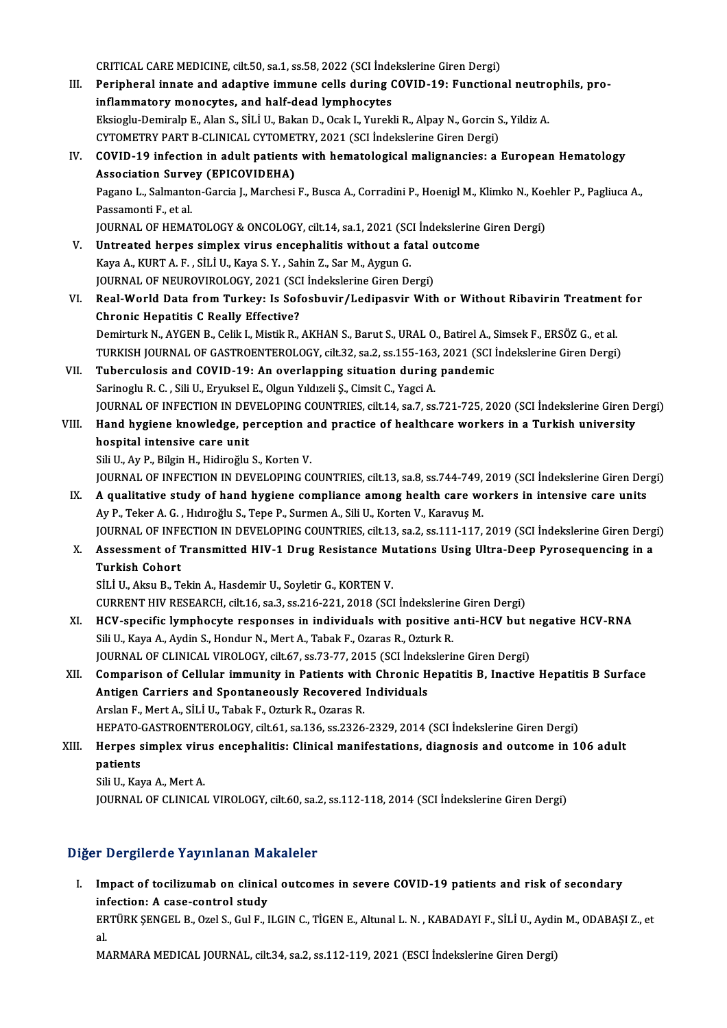CRITICAL CARE MEDICINE, cilt.50, sa.1, ss.58, 2022 (SCI İndekslerine Giren Dergi)

III. **Peripheral innate and adaptive immune cells during COVID-19: Functional neutrophils, pro-inflammatory monocytes, and half-dead lymphocytes**
Eksioglu-Demiralp E., Alan S., SİLİ U., Bakan D., Ocak I., Yurekli R., Alpay N., Gorcin S., Yildiz A.
CYTOMETRY PART B-CLINICAL CYTOMETRY, 2021 (SCI İndekslerine Giren Dergi)

IV. **COVID-19 infection in adult patients with hematological malignancies: a European Hematology Association Survey (EPICOVIDEHA)**
Pagano L., Salmanton-Garcia J., Marchesi F., Busca A., Corradini P., Hoenigl M., Klimko N., Koehler P., Pagliuca A., Passamonti F., et al.
JOURNAL OF HEMATOLOGY & ONCOLOGY, cilt.14, sa.1, 2021 (SCI İndekslerine Giren Dergi)

V. **Untreated herpes simplex virus encephalitis without a fatal outcome**
Kaya A., KURT A. F. , SİLİ U., Kaya S. Y. , Sahin Z., Sar M., Aygun G.
JOURNAL OF NEUROVIROLOGY, 2021 (SCI İndekslerine Giren Dergi)

VI. **Real-World Data from Turkey: Is Sofosbuvir/Ledipasvir With or Without Ribavirin Treatment for Chronic Hepatitis C Really Effective?**
Demirturk N., AYGEN B., Celik I., Mistik R., AKHAN S., Barut S., URAL O., Batirel A., Simsek F., ERSÖZ G., et al.
TURKISH JOURNAL OF GASTROENTEROLOGY, cilt.32, sa.2, ss.155-163, 2021 (SCI İndekslerine Giren Dergi)

VII. **Tuberculosis and COVID-19: An overlapping situation during pandemic**
Sarinoglu R. C. , Sili U., Eryuksel E., Olgun Yıldızeli Ş., Cimsit C., Yagci A.
JOURNAL OF INFECTION IN DEVELOPING COUNTRIES, cilt.14, sa.7, ss.721-725, 2020 (SCI İndekslerine Giren Dergi)

VIII. **Hand hygiene knowledge, perception and practice of healthcare workers in a Turkish university hospital intensive care unit**
Sili U., Ay P., Bilgin H., Hidiroğlu S., Korten V.
JOURNAL OF INFECTION IN DEVELOPING COUNTRIES, cilt.13, sa.8, ss.744-749, 2019 (SCI İndekslerine Giren Dergi)

IX. **A qualitative study of hand hygiene compliance among health care workers in intensive care units**
Ay P., Teker A. G. , Hıdıroğlu S., Tepe P., Surmen A., Sili U., Korten V., Karavuş M.
JOURNAL OF INFECTION IN DEVELOPING COUNTRIES, cilt.13, sa.2, ss.111-117, 2019 (SCI İndekslerine Giren Dergi)

X. **Assessment of Transmitted HIV-1 Drug Resistance Mutations Using Ultra-Deep Pyrosequencing in a Turkish Cohort**
SİLİ U., Aksu B., Tekin A., Hasdemir U., Soyletir G., KORTEN V.
CURRENT HIV RESEARCH, cilt.16, sa.3, ss.216-221, 2018 (SCI İndekslerine Giren Dergi)

XI. **HCV-specific lymphocyte responses in individuals with positive anti-HCV but negative HCV-RNA**
Sili U., Kaya A., Aydin S., Hondur N., Mert A., Tabak F., Ozaras R., Ozturk R.
JOURNAL OF CLINICAL VIROLOGY, cilt.67, ss.73-77, 2015 (SCI İndekslerine Giren Dergi)

XII. **Comparison of Cellular immunity in Patients with Chronic Hepatitis B, Inactive Hepatitis B Surface Antigen Carriers and Spontaneously Recovered Individuals**
Arslan F., Mert A., SİLİ U., Tabak F., Ozturk R., Ozaras R.
HEPATO-GASTROENTEROLOGY, cilt.61, sa.136, ss.2326-2329, 2014 (SCI İndekslerine Giren Dergi)

XIII. **Herpes simplex virus encephalitis: Clinical manifestations, diagnosis and outcome in 106 adult patients**
Sili U., Kaya A., Mert A.
JOURNAL OF CLINICAL VIROLOGY, cilt.60, sa.2, ss.112-118, 2014 (SCI İndekslerine Giren Dergi)

## Diğer Dergilerde Yayınlanan Makaleler

I. **Impact of tocilizumab on clinical outcomes in severe COVID-19 patients and risk of secondary infection: A case-control study**
ERTÜRK ŞENGEL B., Ozel S., Gul F., ILGIN C., TİGEN E., Altunal L. N. , KABADAYI F., SİLİ U., Aydin M., ODABAŞI Z., et al.
MARMARA MEDICAL JOURNAL, cilt.34, sa.2, ss.112-119, 2021 (ESCI İndekslerine Giren Dergi)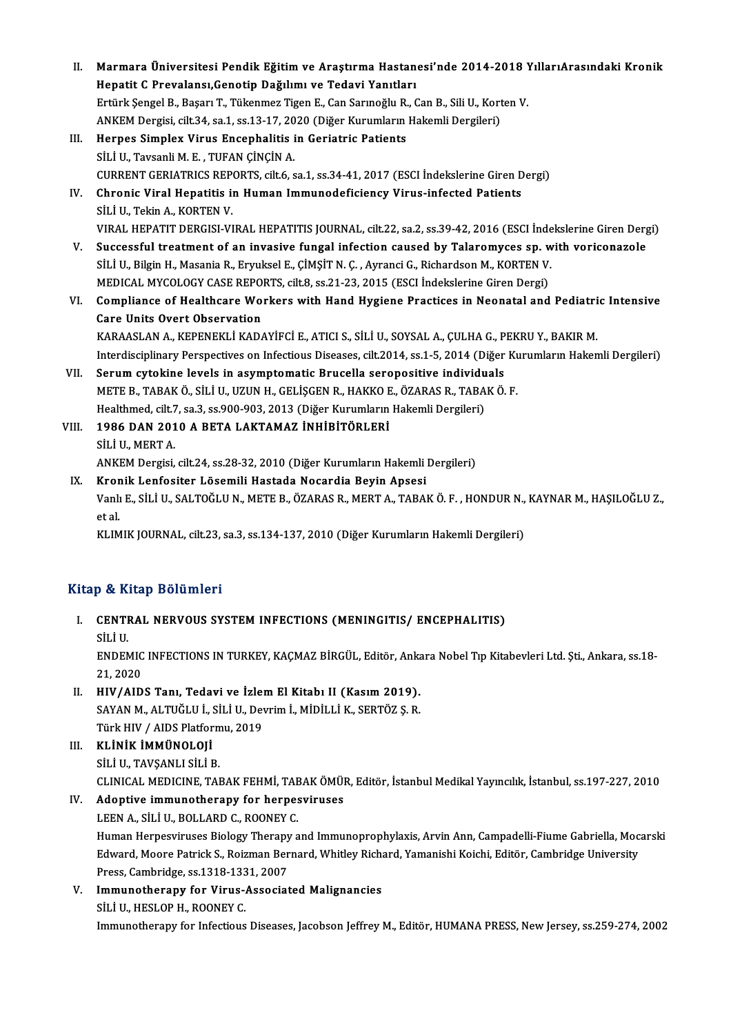II. **Marmara Üniversitesi Pendik Eğitim ve Araştırma Hastanesi'nde 2014-2018 YıllarıArasındaki Kronik Hepatit C Prevalansı,Genotip Dağılımı ve Tedavi Yanıtları**
Ertürk Şengel B., Başarı T., Tükenmez Tigen E., Can Sarınoğlu R., Can B., Sili U., Korten V.
ANKEM Dergisi, cilt.34, sa.1, ss.13-17, 2020 (Diğer Kurumların Hakemli Dergileri)

III. **Herpes Simplex Virus Encephalitis in Geriatric Patients**
SİLİ U., Tavsanli M. E. , TUFAN ÇİNÇİN A.
CURRENT GERIATRICS REPORTS, cilt.6, sa.1, ss.34-41, 2017 (ESCI İndekslerine Giren Dergi)

IV. **Chronic Viral Hepatitis in Human Immunodeficiency Virus-infected Patients**
SİLİ U., Tekin A., KORTEN V.
VIRAL HEPATIT DERGISI-VIRAL HEPATITIS JOURNAL, cilt.22, sa.2, ss.39-42, 2016 (ESCI İndekslerine Giren Dergi)

V. **Successful treatment of an invasive fungal infection caused by Talaromyces sp. with voriconazole**
SİLİ U., Bilgin H., Masania R., Eryuksel E., ÇİMŞİT N. Ç. , Ayranci G., Richardson M., KORTEN V.
MEDICAL MYCOLOGY CASE REPORTS, cilt.8, ss.21-23, 2015 (ESCI İndekslerine Giren Dergi)

VI. **Compliance of Healthcare Workers with Hand Hygiene Practices in Neonatal and Pediatric Intensive Care Units Overt Observation**
KARAASLAN A., KEPENEKLİ KADAYİFCİ E., ATICI S., SİLİ U., SOYSAL A., ÇULHA G., PEKRU Y., BAKIR M.
Interdisciplinary Perspectives on Infectious Diseases, cilt.2014, ss.1-5, 2014 (Diğer Kurumların Hakemli Dergileri)

VII. **Serum cytokine levels in asymptomatic Brucella seropositive individuals**
METE B., TABAK Ö., SİLİ U., UZUN H., GELİŞGEN R., HAKKO E., ÖZARAS R., TABAK Ö. F.
Healthmed, cilt.7, sa.3, ss.900-903, 2013 (Diğer Kurumların Hakemli Dergileri)

VIII. **1986 DAN 2010 A BETA LAKTAMAZ İNHİBİTÖRLERİ**
SİLİ U., MERT A.
ANKEM Dergisi, cilt.24, ss.28-32, 2010 (Diğer Kurumların Hakemli Dergileri)

IX. **Kronik Lenfositer Lösemili Hastada Nocardia Beyin Apsesi**
Vanlı E., SİLİ U., SALTOĞLU N., METE B., ÖZARAS R., MERT A., TABAK Ö. F. , HONDUR N., KAYNAR M., HAŞILOĞLU Z., et al.
KLIMIK JOURNAL, cilt.23, sa.3, ss.134-137, 2010 (Diğer Kurumların Hakemli Dergileri)

## Kitap & Kitap Bölümleri

I. **CENTRAL NERVOUS SYSTEM INFECTIONS (MENINGITIS/ ENCEPHALITIS)**
SİLİ U.
ENDEMIC INFECTIONS IN TURKEY, KAÇMAZ BİRGÜL, Editör, Ankara Nobel Tıp Kitabevleri Ltd. Şti., Ankara, ss.18-21, 2020

II. **HIV/AIDS Tanı, Tedavi ve İzlem El Kitabı II (Kasım 2019).**
SAYAN M., ALTUĞLU İ., SİLİ U., Devrim İ., MİDİLLİ K., SERTÖZ Ş. R.
Türk HIV / AIDS Platformu, 2019

III. **KLİNİK İMMÜNOLOJİ**
SİLİ U., TAVŞANLI SİLİ B.
CLINICAL MEDICINE, TABAK FEHMİ, TABAK ÖMÜR, Editör, İstanbul Medikal Yayıncılık, İstanbul, ss.197-227, 2010

IV. **Adoptive immunotherapy for herpesviruses**
LEEN A., SİLİ U., BOLLARD C., ROONEY C.
Human Herpesviruses Biology Therapy and Immunoprophylaxis, Arvin Ann, Campadelli-Fiume Gabriella, Mocarski Edward, Moore Patrick S., Roizman Bernard, Whitley Richard, Yamanishi Koichi, Editör, Cambridge University Press, Cambridge, ss.1318-1331, 2007

V. **Immunotherapy for Virus-Associated Malignancies**
SİLİ U., HESLOP H., ROONEY C.
Immunotherapy for Infectious Diseases, Jacobson Jeffrey M., Editör, HUMANA PRESS, New Jersey, ss.259-274, 2002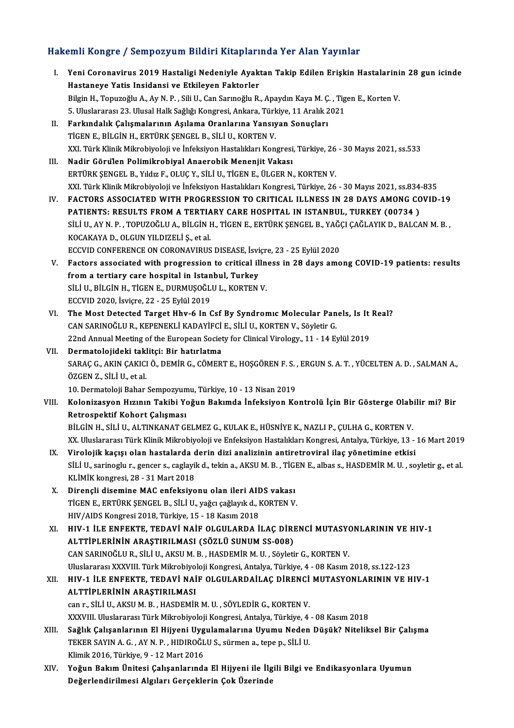## Hakemli Kongre / Sempozyum Bildiri Kitaplarında Yer Alan Yayınlar

I. **Yeni Coronavirus 2019 Hastaligi Nedeniyle Ayaktan Takip Edilen Erişkin Hastalarinin 28 gun icinde Hastaneye Yatis Insidansi ve Etkileyen Faktorler**
Bilgin H., Topuzoğlu A., Ay N. P. , Sili U., Can Sarınoğlu R., Apaydın Kaya M. Ç. , Tigen E., Korten V.
5. Uluslararası 23. Ulusal Halk Sağlığı Kongresi, Ankara, Türkiye, 11 Aralık 2021

II. **Farkındalık Çalışmalarının Aşılama Oranlarına Yansıyan Sonuçları**
TİGEN E., BİLGİN H., ERTÜRK ŞENGEL B., SİLİ U., KORTEN V.
XXI. Türk Klinik Mikrobiyoloji ve İnfeksiyon Hastalıkları Kongresi, Türkiye, 26 - 30 Mayıs 2021, ss.533

III. **Nadir Görülen Polimikrobiyal Anaerobik Menenjit Vakası**
ERTÜRK ŞENGEL B., Yıldız F., OLUÇ Y., SİLİ U., TİGEN E., ÜLGER N., KORTEN V.
XXI. Türk Klinik Mikrobiyoloji ve İnfeksiyon Hastalıkları Kongresi, Türkiye, 26 - 30 Mayıs 2021, ss.834-835

IV. **FACTORS ASSOCIATED WITH PROGRESSION TO CRITICAL ILLNESS IN 28 DAYS AMONG COVID-19 PATIENTS: RESULTS FROM A TERTIARY CARE HOSPITAL IN ISTANBUL, TURKEY (00734 )**
SİLİ U., AY N. P. , TOPUZOĞLU A., BİLGİN H., TİGEN E., ERTÜRK ŞENGEL B., YAĞÇI ÇAĞLAYIK D., BALCAN M. B. , KOCAKAYA D., OLGUN YILDIZELİ Ş., et al.
ECCVID CONFERENCE ON CORONAVIRUS DISEASE, İsviçre, 23 - 25 Eylül 2020

V. **Factors associated with progression to critical illness in 28 days among COVID-19 patients: results from a tertiary care hospital in Istanbul, Turkey**
SİLİ U., BİLGİN H., TİGEN E., DURMUŞOĞLU L., KORTEN V.
ECCVID 2020, İsviçre, 22 - 25 Eylül 2019

VI. **The Most Detected Target Hhv-6 In Csf By Syndromıc Molecular Panels, Is It Real?**
CAN SARINOĞLU R., KEPENEKLİ KADAYİFCİ E., SİLİ U., KORTEN V., Söyletir G.
22nd Annual Meeting of the European Society for Clinical Virology., 11 - 14 Eylül 2019

VII. **Dermatolojideki taklitçi: Bir hatırlatma**
SARAÇ G., AKIN ÇAKICI Ö., DEMİR G., CÖMERT E., HOŞGÖREN F. S. , ERGUN S. A. T. , YÜCELTEN A. D. , SALMAN A., ÖZGEN Z., SİLİ U., et al.
10. Dermatoloji Bahar Sempozyumu, Türkiye, 10 - 13 Nisan 2019

VIII. **Kolonizasyon Hızının Takibi Yoğun Bakımda İnfeksiyon Kontrolü İçin Bir Gösterge Olabilir mi? Bir Retrospektif Kohort Çalışması**
BİLGİN H., SİLİ U., ALTINKANAT GELMEZ G., KULAK E., HÜSNİYE K., NAZLI P., ÇULHA G., KORTEN V.
XX. Uluslararası Türk Klinik Mikrobiyoloji ve Enfeksiyon Hastalıkları Kongresi, Antalya, Türkiye, 13 - 16 Mart 2019

IX. **Virolojik kaçışı olan hastalarda derin dizi analizinin antiretroviral ilaç yönetimine etkisi**
SİLİ U., sarinoglu r., gencer s., caglayik d., tekin a., AKSU M. B. , TİGEN E., albas s., HASDEMİR M. U. , soyletir g., et al.
KLİMİK kongresi, 28 - 31 Mart 2018

X. **Dirençli disemine MAC enfeksiyonu olan ileri AIDS vakası**
TİGEN E., ERTÜRK ŞENGEL B., SİLİ U., yağcı çağlayık d., KORTEN V.
HIV/AIDS Kongresi 2018, Türkiye, 15 - 18 Kasım 2018

XI. **HIV-1 İLE ENFEKTE, TEDAVİ NAİF OLGULARDA İLAÇ DİRENCİ MUTASYONLARININ VE HIV-1 ALTTİPLERİNİN ARAŞTIRILMASI (SÖZLÜ SUNUM SS-008)**
CAN SARINOĞLU R., SİLİ U., AKSU M. B. , HASDEMİR M. U. , Söyletir G., KORTEN V.
Uluslararası XXXVIII. Türk Mikrobiyoloji Kongresi, Antalya, Türkiye, 4 - 08 Kasım 2018, ss.122-123

XII. **HIV-1 İLE ENFEKTE, TEDAVİ NAİF OLGULARDAİLAÇ DİRENCİ MUTASYONLARININ VE HIV-1 ALTTİPLERİNİN ARAŞTIRILMASI**
can r., SİLİ U., AKSU M. B. , HASDEMİR M. U. , SÖYLEDİR G., KORTEN V.
XXXVIII. Uluslararası Türk Mikrobiyoloji Kongresi, Antalya, Türkiye, 4 - 08 Kasım 2018

XIII. **Sağlık Çalışanlarının El Hijyeni Uygulamalarına Uyumu Neden Düşük? Niteliksel Bir Çalışma**
TEKER SAYIN A. G. , AY N. P. , HIDIROĞLU S., sürmen a., tepe p., SİLİ U.
Klimik 2016, Türkiye, 9 - 12 Mart 2016

XIV. **Yoğun Bakım Ünitesi Çalışanlarında El Hijyeni ile İlgili Bilgi ve Endikasyonlara Uyumun Değerlendirilmesi Algıları Gerçeklerin Çok Üzerinde**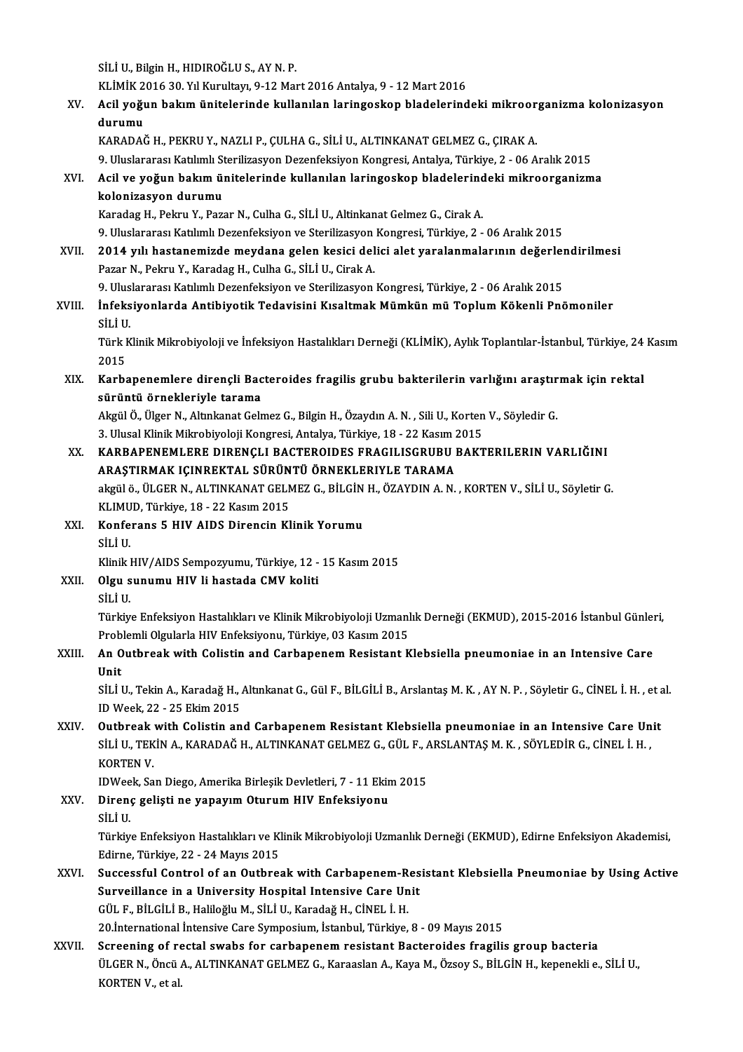SİLİ U., Bilgin H., HIDIROĞLU S., AY N. P.
KLİMİK 2016 30. Yıl Kurultayı, 9-12 Mart 2016 Antalya, 9 - 12 Mart 2016

XV. **Acil yoğun bakım ünitelerinde kullanılan laringoskop bladelerindeki mikroorganizma kolonizasyon durumu**
KARADAĞ H., PEKRU Y., NAZLI P., ÇULHA G., SİLİ U., ALTINKANAT GELMEZ G., ÇIRAK A.
9. Uluslararası Katılımlı Sterilizasyon Dezenfeksiyon Kongresi, Antalya, Türkiye, 2 - 06 Aralık 2015

XVI. **Acil ve yoğun bakım ünitelerinde kullanılan laringoskop bladelerindeki mikroorganizma kolonizasyon durumu**
Karadag H., Pekru Y., Pazar N., Culha G., SİLİ U., Altinkanat Gelmez G., Cirak A.
9. Uluslararası Katılımlı Dezenfeksiyon ve Sterilizasyon Kongresi, Türkiye, 2 - 06 Aralık 2015

XVII. **2014 yılı hastanemizde meydana gelen kesici delici alet yaralanmalarının değerlendirilmesi**
Pazar N., Pekru Y., Karadag H., Culha G., SİLİ U., Cirak A.
9. Uluslararası Katılımlı Dezenfeksiyon ve Sterilizasyon Kongresi, Türkiye, 2 - 06 Aralık 2015

XVIII. **İnfeksiyonlarda Antibiyotik Tedavisini Kısaltmak Mümkün mü Toplum Kökenli Pnömoniler**
SİLİ U.
Türk Klinik Mikrobiyoloji ve İnfeksiyon Hastalıkları Derneği (KLİMİK), Aylık Toplantılar-İstanbul, Türkiye, 24 Kasım 2015

XIX. **Karbapenemlere dirençli Bacteroides fragilis grubu bakterilerin varlığını araştırmak için rektal sürüntü örnekleriyle tarama**
Akgül Ö., Ülger N., Altınkanat Gelmez G., Bilgin H., Özaydın A. N. , Sili U., Korten V., Söyledir G.
3. Ulusal Klinik Mikrobiyoloji Kongresi, Antalya, Türkiye, 18 - 22 Kasım 2015

XX. **KARBAPENEMLERE DIRENÇLI BACTEROIDES FRAGILISGRUBU BAKTERILERIN VARLIĞINI ARAŞTIRMAK IÇINREKTAL SÜRÜNTÜ ÖRNEKLERIYLE TARAMA**
akgül ö., ÜLGER N., ALTINKANAT GELMEZ G., BİLGİN H., ÖZAYDIN A. N. , KORTEN V., SİLİ U., Söyletir G.
KLIMUD, Türkiye, 18 - 22 Kasım 2015

XXI. **Konferans 5 HIV AIDS Direncin Klinik Yorumu**
SİLİ U.
Klinik HIV/AIDS Sempozyumu, Türkiye, 12 - 15 Kasım 2015

XXII. **Olgu sunumu HIV li hastada CMV koliti**
SİLİ U.
Türkiye Enfeksiyon Hastalıkları ve Klinik Mikrobiyoloji Uzmanlık Derneği (EKMUD), 2015-2016 İstanbul Günleri, Problemli Olgularla HIV Enfeksiyonu, Türkiye, 03 Kasım 2015

XXIII. **An Outbreak with Colistin and Carbapenem Resistant Klebsiella pneumoniae in an Intensive Care Unit**
SİLİ U., Tekin A., Karadağ H., Altınkanat G., Gül F., BİLGİLİ B., Arslantaş M. K. , AY N. P. , Söyletir G., CİNEL İ. H. , et al.
ID Week, 22 - 25 Ekim 2015

XXIV. **Outbreak with Colistin and Carbapenem Resistant Klebsiella pneumoniae in an Intensive Care Unit**
SİLİ U., TEKİN A., KARADAĞ H., ALTINKANAT GELMEZ G., GÜL F., ARSLANTAŞ M. K. , SÖYLEDİR G., CİNEL İ. H. , KORTEN V.
IDWeek, San Diego, Amerika Birleşik Devletleri, 7 - 11 Ekim 2015

XXV. **Direnç gelişti ne yapayım Oturum HIV Enfeksiyonu**
SİLİ U.
Türkiye Enfeksiyon Hastalıkları ve Klinik Mikrobiyoloji Uzmanlık Derneği (EKMUD), Edirne Enfeksiyon Akademisi, Edirne, Türkiye, 22 - 24 Mayıs 2015

XXVI. **Successful Control of an Outbreak with Carbapenem-Resistant Klebsiella Pneumoniae by Using Active Surveillance in a University Hospital Intensive Care Unit**
GÜL F., BİLGİLİ B., Haliloğlu M., SİLİ U., Karadağ H., CİNEL İ. H.
20.International İntensive Care Symposium, İstanbul, Türkiye, 8 - 09 Mayıs 2015

XXVII. **Screening of rectal swabs for carbapenem resistant Bacteroides fragilis group bacteria**
ÜLGER N., Öncü A., ALTINKANAT GELMEZ G., Karaaslan A., Kaya M., Özsoy S., BİLGİN H., kepenekli e., SİLİ U., KORTEN V., et al.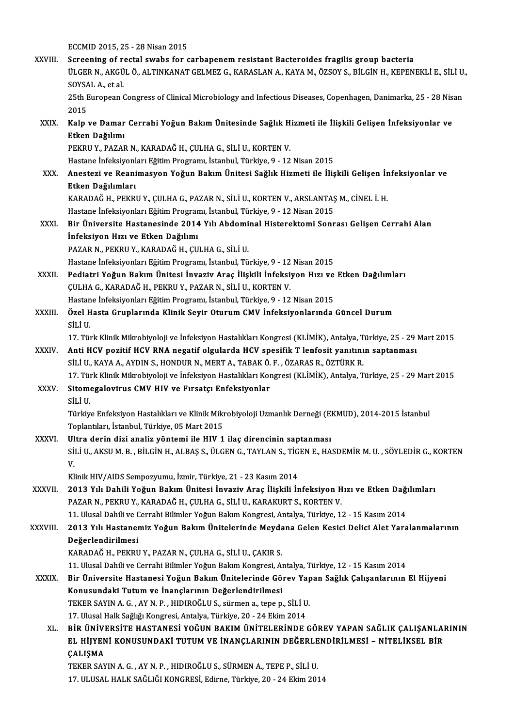ECCMID 2015, 25 - 28 Nisan 2015

XXVIII. **Screening of rectal swabs for carbapenem resistant Bacteroides fragilis group bacteria**
ÜLGER N., AKGÜL Ö., ALTINKANAT GELMEZ G., KARASLAN A., KAYA M., ÖZSOY S., BİLGİN H., KEPENEKLİ E., SİLİ U., SOYSAL A., et al.
25th European Congress of Clinical Microbiology and Infectious Diseases, Copenhagen, Danimarka, 25 - 28 Nisan 2015

XXIX. **Kalp ve Damar Cerrahi Yoğun Bakım Ünitesinde Sağlık Hizmeti ile İlişkili Gelişen İnfeksiyonlar ve Etken Dağılımı**
PEKRU Y., PAZAR N., KARADAĞ H., ÇULHA G., SİLİ U., KORTEN V.
Hastane İnfeksiyonları Eğitim Programı, İstanbul, Türkiye, 9 - 12 Nisan 2015

XXX. **Anestezi ve Reanimasyon Yoğun Bakım Ünitesi Sağlık Hizmeti ile İlişkili Gelişen İnfeksiyonlar ve Etken Dağılımları**
KARADAĞ H., PEKRU Y., ÇULHA G., PAZAR N., SİLİ U., KORTEN V., ARSLANTAŞ M., CİNEL İ. H.
Hastane İnfeksiyonları Eğitim Programı, İstanbul, Türkiye, 9 - 12 Nisan 2015

XXXI. **Bir Üniversite Hastanesinde 2014 Yılı Abdominal Histerektomi Sonrası Gelişen Cerrahi Alan İnfeksiyon Hızı ve Etken Dağılımı**
PAZAR N., PEKRU Y., KARADAĞ H., ÇULHA G., SİLİ U.
Hastane İnfeksiyonları Eğitim Programı, İstanbul, Türkiye, 9 - 12 Nisan 2015

XXXII. **Pediatri Yoğun Bakım Ünitesi İnvaziv Araç İlişkili İnfeksiyon Hızı ve Etken Dağılımları**
ÇULHA G., KARADAĞ H., PEKRU Y., PAZAR N., SİLİ U., KORTEN V.
Hastane İnfeksiyonları Eğitim Programı, İstanbul, Türkiye, 9 - 12 Nisan 2015

XXXIII. **Özel Hasta Gruplarında Klinik Seyir Oturum CMV İnfeksiyonlarında Güncel Durum**
SİLİ U.
17. Türk Klinik Mikrobiyoloji ve İnfeksiyon Hastalıkları Kongresi (KLİMİK), Antalya, Türkiye, 25 - 29 Mart 2015

XXXIV. **Anti HCV pozitif HCV RNA negatif olgularda HCV spesifik T lenfosit yanıtının saptanması**
SİLİ U., KAYA A., AYDIN S., HONDUR N., MERT A., TABAK Ö. F. , ÖZARAS R., ÖZTÜRK R.
17. Türk Klinik Mikrobiyoloji ve İnfeksiyon Hastalıkları Kongresi (KLİMİK), Antalya, Türkiye, 25 - 29 Mart 2015

XXXV. **Sitomegalovirus CMV HIV ve Fırsatçı Enfeksiyonlar**
SİLİ U.
Türkiye Enfeksiyon Hastalıkları ve Klinik Mikrobiyoloji Uzmanlık Derneği (EKMUD), 2014-2015 İstanbul Toplantıları, İstanbul, Türkiye, 05 Mart 2015

XXXVI. **Ultra derin dizi analiz yöntemi ile HIV 1 ilaç direncinin saptanması**
SİLİ U., AKSU M. B. , BİLGİN H., ALBAŞ S., ÜLGEN G., TAYLAN S., TİGEN E., HASDEMİR M. U. , SÖYLEDİR G., KORTEN V.
Klinik HIV/AIDS Sempozyumu, İzmir, Türkiye, 21 - 23 Kasım 2014

XXXVII. **2013 Yılı Dahili Yoğun Bakım Ünitesi İnvaziv Araç İlişkili İnfeksiyon Hızı ve Etken Dağılımları**
PAZAR N., PEKRU Y., KARADAĞ H., ÇULHA G., SİLİ U., KARAKURT S., KORTEN V.
11. Ulusal Dahili ve Cerrahi Bilimler Yoğun Bakım Kongresi, Antalya, Türkiye, 12 - 15 Kasım 2014

XXXVIII. **2013 Yılı Hastanemiz Yoğun Bakım Ünitelerinde Meydana Gelen Kesici Delici Alet Yaralanmalarının Değerlendirilmesi**
KARADAĞ H., PEKRU Y., PAZAR N., ÇULHA G., SİLİ U., ÇAKIR S.
11. Ulusal Dahili ve Cerrahi Bilimler Yoğun Bakım Kongresi, Antalya, Türkiye, 12 - 15 Kasım 2014

XXXIX. **Bir Üniversite Hastanesi Yoğun Bakım Ünitelerinde Görev Yapan Sağlık Çalışanlarının El Hijyeni Konusundaki Tutum ve İnançlarının Değerlendirilmesi**
TEKER SAYIN A. G. , AY N. P. , HIDIROĞLU S., sürmen a., tepe p., SİLİ U.
17. Ulusal Halk Sağlığı Kongresi, Antalya, Türkiye, 20 - 24 Ekim 2014

XL. **BİR ÜNİVERSİTE HASTANESİ YOĞUN BAKIM ÜNİTELERİNDE GÖREV YAPAN SAĞLIK ÇALIŞANLARININ EL HİJYENİ KONUSUNDAKİ TUTUM VE İNANÇLARININ DEĞERLENDİRİLMESİ – NİTELİKSEL BİR ÇALIŞMA**
TEKER SAYIN A. G. , AY N. P. , HIDIROĞLU S., SÜRMEN A., TEPE P., SİLİ U.
17. ULUSAL HALK SAĞLIĞI KONGRESİ, Edirne, Türkiye, 20 - 24 Ekim 2014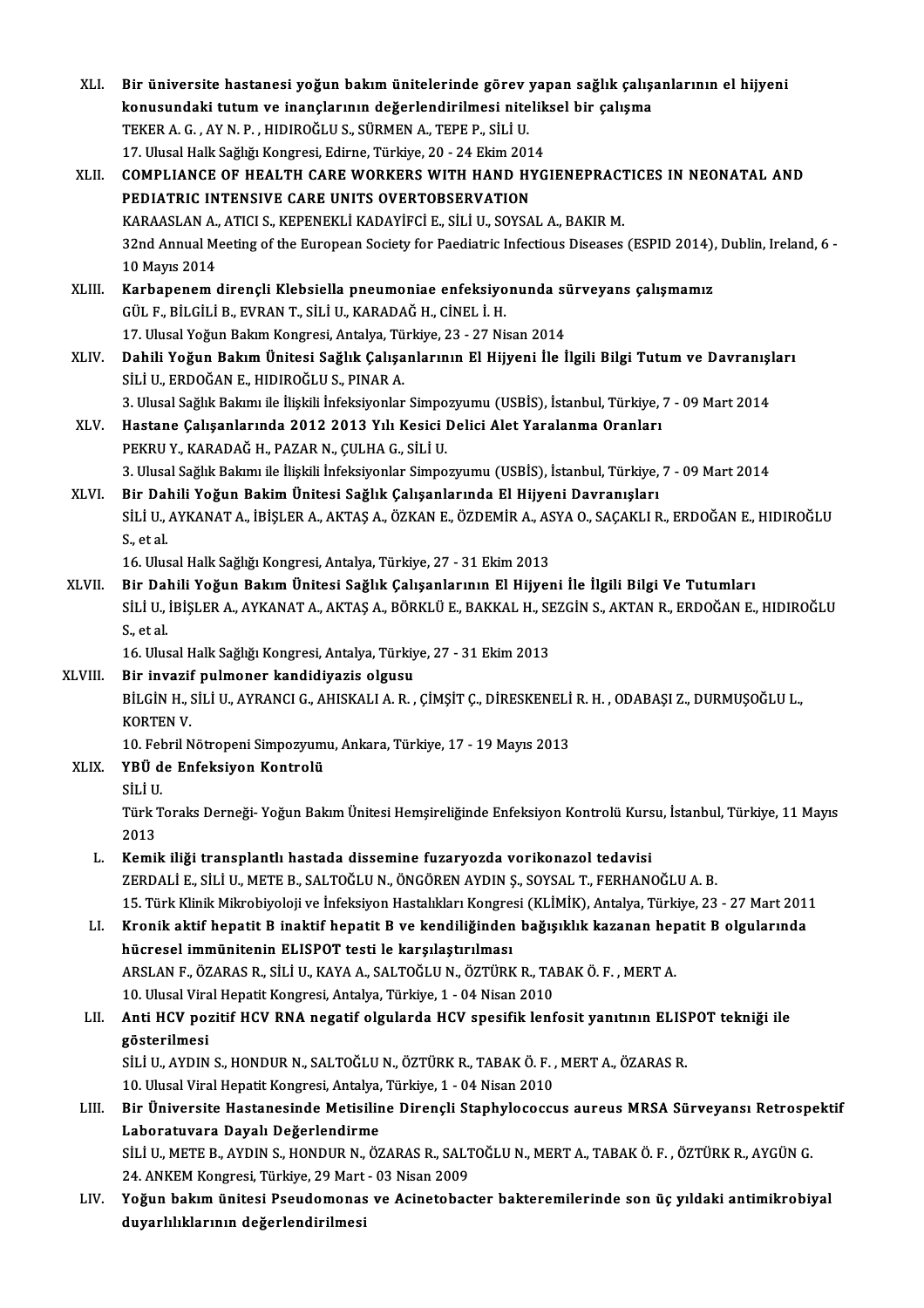XLI. **Bir üniversite hastanesi yoğun bakım ünitelerinde görev yapan sağlık çalışanlarının el hijyeni konusundaki tutum ve inançlarının değerlendirilmesi niteliksel bir çalışma**
TEKER A. G. , AY N. P. , HIDIROĞLU S., SÜRMEN A., TEPE P., SİLİ U.
17. Ulusal Halk Sağlığı Kongresi, Edirne, Türkiye, 20 - 24 Ekim 2014

XLII. **COMPLIANCE OF HEALTH CARE WORKERS WITH HAND HYGIENEPRACTICES IN NEONATAL AND PEDIATRIC INTENSIVE CARE UNITS OVERTOBSERVATION**
KARAASLAN A., ATICI S., KEPENEKLİ KADAYİFCİ E., SİLİ U., SOYSAL A., BAKIR M.
32nd Annual Meeting of the European Society for Paediatric Infectious Diseases (ESPID 2014), Dublin, Ireland, 6 - 10 Mayıs 2014

XLIII. **Karbapenem dirençli Klebsiella pneumoniae enfeksiyonunda sürveyans çalışmamız**
GÜL F., BİLGİLİ B., EVRAN T., SİLİ U., KARADAĞ H., CİNEL İ. H.
17. Ulusal Yoğun Bakım Kongresi, Antalya, Türkiye, 23 - 27 Nisan 2014

XLIV. **Dahili Yoğun Bakım Ünitesi Sağlık Çalışanlarının El Hijyeni İle İlgili Bilgi Tutum ve Davranışları**
SİLİ U., ERDOĞAN E., HIDIROĞLU S., PINAR A.
3. Ulusal Sağlık Bakımı ile İlişkili İnfeksiyonlar Simpozyumu (USBİS), İstanbul, Türkiye, 7 - 09 Mart 2014

XLV. **Hastane Çalışanlarında 2012 2013 Yılı Kesici Delici Alet Yaralanma Oranları**
PEKRU Y., KARADAĞ H., PAZAR N., ÇULHA G., SİLİ U.
3. Ulusal Sağlık Bakımı ile İlişkili İnfeksiyonlar Simpozyumu (USBİS), İstanbul, Türkiye, 7 - 09 Mart 2014

XLVI. **Bir Dahili Yoğun Bakim Ünitesi Sağlık Çalışanlarında El Hijyeni Davranışları**
SİLİ U., AYKANAT A., İBİŞLER A., AKTAŞ A., ÖZKAN E., ÖZDEMİR A., ASYA O., SAÇAKLI R., ERDOĞAN E., HIDIROĞLU S., et al.
16. Ulusal Halk Sağlığı Kongresi, Antalya, Türkiye, 27 - 31 Ekim 2013

XLVII. **Bir Dahili Yoğun Bakım Ünitesi Sağlık Çalışanlarının El Hijyeni İle İlgili Bilgi Ve Tutumları**
SİLİ U., İBİŞLER A., AYKANAT A., AKTAŞ A., BÖRKLÜ E., BAKKAL H., SEZGİN S., AKTAN R., ERDOĞAN E., HIDIROĞLU S., et al.
16. Ulusal Halk Sağlığı Kongresi, Antalya, Türkiye, 27 - 31 Ekim 2013

XLVIII. **Bir invazif pulmoner kandidiyazis olgusu**
BİLGİN H., SİLİ U., AYRANCI G., AHISKALI A. R. , ÇİMŞİT Ç., DİRESKENELİ R. H. , ODABAŞI Z., DURMUŞOĞLU L., KORTEN V.
10. Febril Nötropeni Simpozyumu, Ankara, Türkiye, 17 - 19 Mayıs 2013

XLIX. **YBÜ de Enfeksiyon Kontrolü**
SİLİ U.
Türk Toraks Derneği- Yoğun Bakım Ünitesi Hemşireliğinde Enfeksiyon Kontrolü Kursu, İstanbul, Türkiye, 11 Mayıs 2013

L. **Kemik iliği transplantlı hastada dissemine fuzaryozda vorikonazol tedavisi**
ZERDALİ E., SİLİ U., METE B., SALTOĞLU N., ÖNGÖREN AYDIN Ş., SOYSAL T., FERHANOĞLU A. B.
15. Türk Klinik Mikrobiyoloji ve İnfeksiyon Hastalıkları Kongresi (KLİMİK), Antalya, Türkiye, 23 - 27 Mart 2011

LI. **Kronik aktif hepatit B inaktif hepatit B ve kendiliğinden bağışıklık kazanan hepatit B olgularında hücresel immünitenin ELISPOT testi le karşılaştırılması**
ARSLAN F., ÖZARAS R., SİLİ U., KAYA A., SALTOĞLU N., ÖZTÜRK R., TABAK Ö. F. , MERT A.
10. Ulusal Viral Hepatit Kongresi, Antalya, Türkiye, 1 - 04 Nisan 2010

LII. **Anti HCV pozitif HCV RNA negatif olgularda HCV spesifik lenfosit yanıtının ELISPOT tekniği ile gösterilmesi**
SİLİ U., AYDIN S., HONDUR N., SALTOĞLU N., ÖZTÜRK R., TABAK Ö. F. , MERT A., ÖZARAS R.
10. Ulusal Viral Hepatit Kongresi, Antalya, Türkiye, 1 - 04 Nisan 2010

LIII. **Bir Üniversite Hastanesinde Metisiline Dirençli Staphylococcus aureus MRSA Sürveyansı Retrospektif Laboratuvara Dayalı Değerlendirme**
SİLİ U., METE B., AYDIN S., HONDUR N., ÖZARAS R., SALTOĞLU N., MERT A., TABAK Ö. F. , ÖZTÜRK R., AYGÜN G.
24. ANKEM Kongresi, Türkiye, 29 Mart - 03 Nisan 2009

LIV. **Yoğun bakım ünitesi Pseudomonas ve Acinetobacter bakteremilerinde son üç yıldaki antimikrobiyal duyarlılıklarının değerlendirilmesi**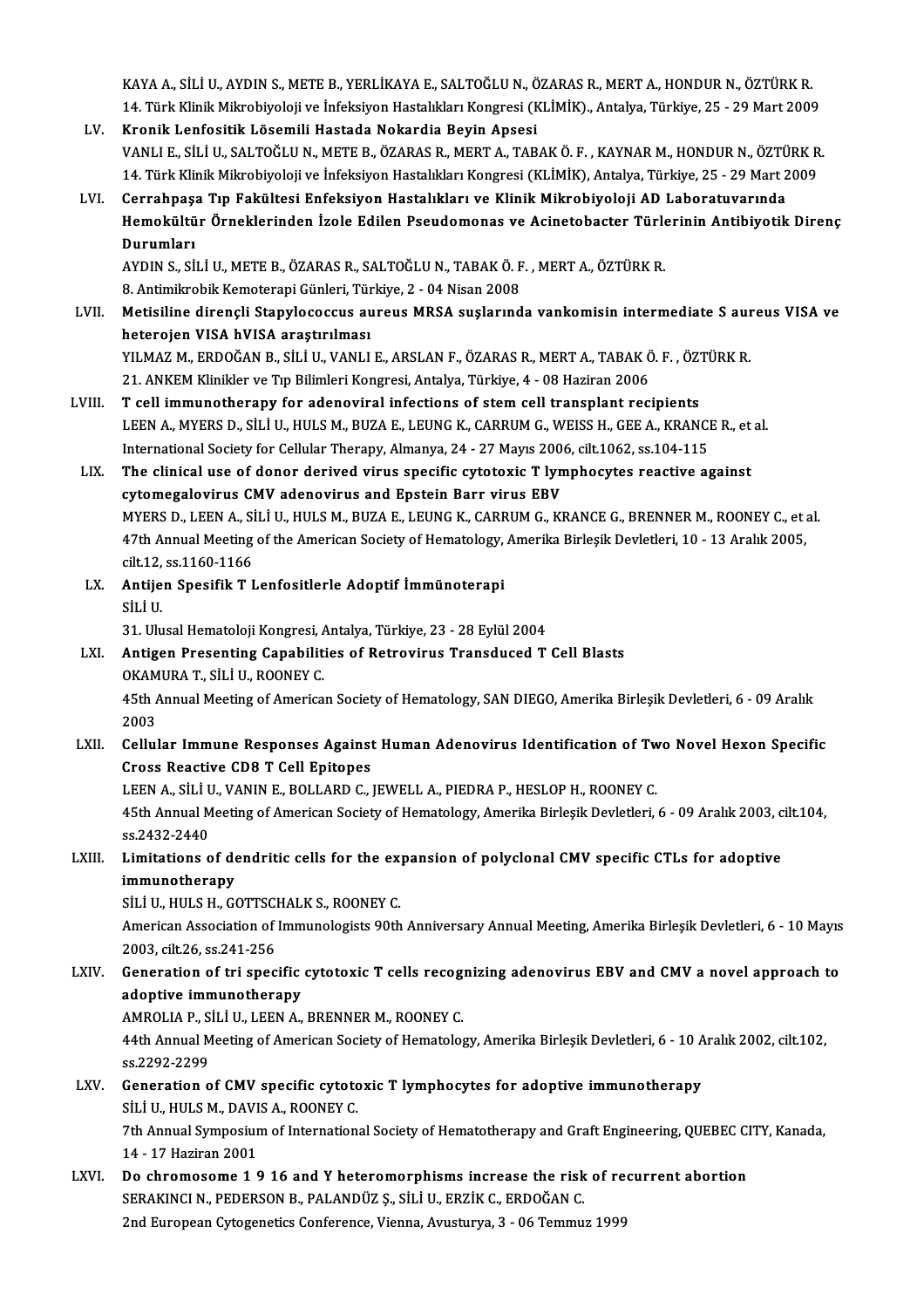KAYA A., SİLİ U., AYDIN S., METE B., YERLİKAYA E., SALTOĞLU N., ÖZARAS R., MERT A., HONDUR N., ÖZTÜRK R.
14. Türk Klinik Mikrobiyoloji ve İnfeksiyon Hastalıkları Kongresi (KLİMİK)., Antalya, Türkiye, 25 - 29 Mart 2009

LV. **Kronik Lenfositik Lösemili Hastada Nokardia Beyin Apsesi**
VANLI E., SİLİ U., SALTOĞLU N., METE B., ÖZARAS R., MERT A., TABAK Ö. F. , KAYNAR M., HONDUR N., ÖZTÜRK R.
14. Türk Klinik Mikrobiyoloji ve İnfeksiyon Hastalıkları Kongresi (KLİMİK), Antalya, Türkiye, 25 - 29 Mart 2009

LVI. **Cerrahpaşa Tıp Fakültesi Enfeksiyon Hastalıkları ve Klinik Mikrobiyoloji AD Laboratuvarında Hemokültür Örneklerinden İzole Edilen Pseudomonas ve Acinetobacter Türlerinin Antibiyotik Direnç Durumları**
AYDIN S., SİLİ U., METE B., ÖZARAS R., SALTOĞLU N., TABAK Ö. F. , MERT A., ÖZTÜRK R.
8. Antimikrobik Kemoterapi Günleri, Türkiye, 2 - 04 Nisan 2008

LVII. **Metisiline dirençli Stapylococcus aureus MRSA suşlarında vankomisin intermediate S aureus VISA ve heterojen VISA hVISA araştırılması**
YILMAZ M., ERDOĞAN B., SİLİ U., VANLI E., ARSLAN F., ÖZARAS R., MERT A., TABAK Ö. F. , ÖZTÜRK R.
21. ANKEM Klinikler ve Tıp Bilimleri Kongresi, Antalya, Türkiye, 4 - 08 Haziran 2006

LVIII. **T cell immunotherapy for adenoviral infections of stem cell transplant recipients**
LEEN A., MYERS D., SİLİ U., HULS M., BUZA E., LEUNG K., CARRUM G., WEISS H., GEE A., KRANCE R., et al.
International Society for Cellular Therapy, Almanya, 24 - 27 Mayıs 2006, cilt.1062, ss.104-115

LIX. **The clinical use of donor derived virus specific cytotoxic T lymphocytes reactive against cytomegalovirus CMV adenovirus and Epstein Barr virus EBV**
MYERS D., LEEN A., SİLİ U., HULS M., BUZA E., LEUNG K., CARRUM G., KRANCE G., BRENNER M., ROONEY C., et al.
47th Annual Meeting of the American Society of Hematology, Amerika Birleşik Devletleri, 10 - 13 Aralık 2005, cilt.12, ss.1160-1166

LX. **Antijen Spesifik T Lenfositlerle Adoptif İmmünoterapi**
SİLİ U.
31. Ulusal Hematoloji Kongresi, Antalya, Türkiye, 23 - 28 Eylül 2004

LXI. **Antigen Presenting Capabilities of Retrovirus Transduced T Cell Blasts**
OKAMURA T., SİLİ U., ROONEY C.
45th Annual Meeting of American Society of Hematology, SAN DIEGO, Amerika Birleşik Devletleri, 6 - 09 Aralık 2003

LXII. **Cellular Immune Responses Against Human Adenovirus Identification of Two Novel Hexon Specific Cross Reactive CD8 T Cell Epitopes**
LEEN A., SİLİ U., VANIN E., BOLLARD C., JEWELL A., PIEDRA P., HESLOP H., ROONEY C.
45th Annual Meeting of American Society of Hematology, Amerika Birleşik Devletleri, 6 - 09 Aralık 2003, cilt.104, ss.2432-2440

LXIII. **Limitations of dendritic cells for the expansion of polyclonal CMV specific CTLs for adoptive immunotherapy**
SİLİ U., HULS H., GOTTSCHALK S., ROONEY C.
American Association of Immunologists 90th Anniversary Annual Meeting, Amerika Birleşik Devletleri, 6 - 10 Mayıs 2003, cilt.26, ss.241-256

LXIV. **Generation of tri specific cytotoxic T cells recognizing adenovirus EBV and CMV a novel approach to adoptive immunotherapy**
AMROLIA P., SİLİ U., LEEN A., BRENNER M., ROONEY C.
44th Annual Meeting of American Society of Hematology, Amerika Birleşik Devletleri, 6 - 10 Aralık 2002, cilt.102, ss.2292-2299

LXV. **Generation of CMV specific cytotoxic T lymphocytes for adoptive immunotherapy**
SİLİ U., HULS M., DAVIS A., ROONEY C.
7th Annual Symposium of International Society of Hematotherapy and Graft Engineering, QUEBEC CITY, Kanada, 14 - 17 Haziran 2001

LXVI. **Do chromosome 1 9 16 and Y heteromorphisms increase the risk of recurrent abortion**
SERAKINCI N., PEDERSON B., PALANDÜZ Ş., SİLİ U., ERZİK C., ERDOĞAN C.
2nd European Cytogenetics Conference, Vienna, Avusturya, 3 - 06 Temmuz 1999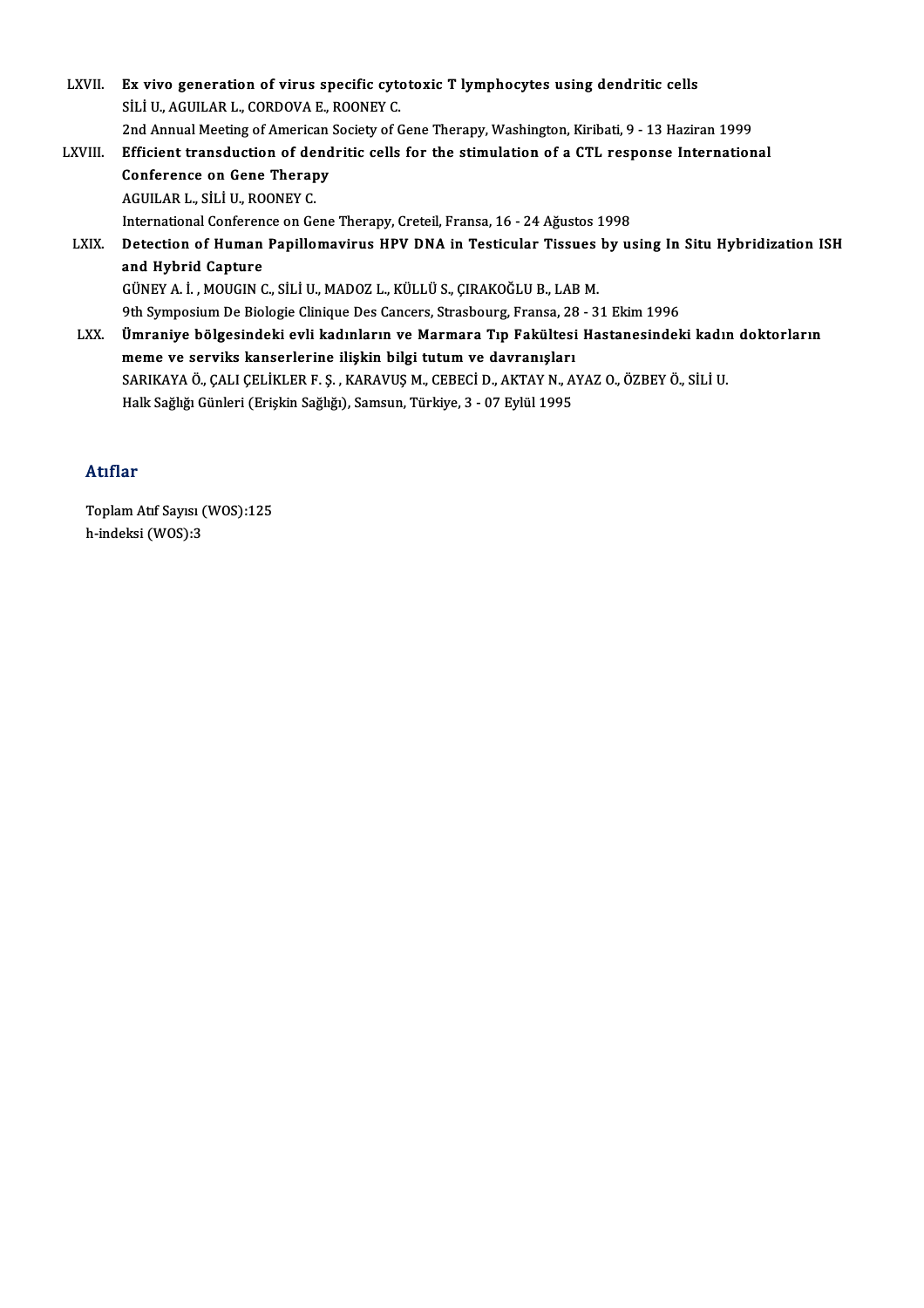LXVII. **Ex vivo generation of virus specific cytotoxic T lymphocytes using dendritic cells**
SİLİ U., AGUILAR L., CORDOVA E., ROONEY C.
2nd Annual Meeting of American Society of Gene Therapy, Washington, Kiribati, 9 - 13 Haziran 1999

LXVIII. **Efficient transduction of dendritic cells for the stimulation of a CTL response International Conference on Gene Therapy**
AGUILAR L., SİLİ U., ROONEY C.
International Conference on Gene Therapy, Creteil, Fransa, 16 - 24 Ağustos 1998

LXIX. **Detection of Human Papillomavirus HPV DNA in Testicular Tissues by using In Situ Hybridization ISH and Hybrid Capture**
GÜNEY A. İ. , MOUGIN C., SİLİ U., MADOZ L., KÜLLÜ S., ÇIRAKOĞLU B., LAB M.
9th Symposium De Biologie Clinique Des Cancers, Strasbourg, Fransa, 28 - 31 Ekim 1996

LXX. **Ümraniye bölgesindeki evli kadınların ve Marmara Tıp Fakültesi Hastanesindeki kadın doktorların meme ve serviks kanserlerine ilişkin bilgi tutum ve davranışları**
SARIKAYA Ö., ÇALI ÇELİKLER F. Ş. , KARAVUŞ M., CEBECİ D., AKTAY N., AYAZ O., ÖZBEY Ö., SİLİ U.
Halk Sağlığı Günleri (Erişkin Sağlığı), Samsun, Türkiye, 3 - 07 Eylül 1995

## Atıflar

Toplam Atıf Sayısı (WOS):125
h-indeksi (WOS):3